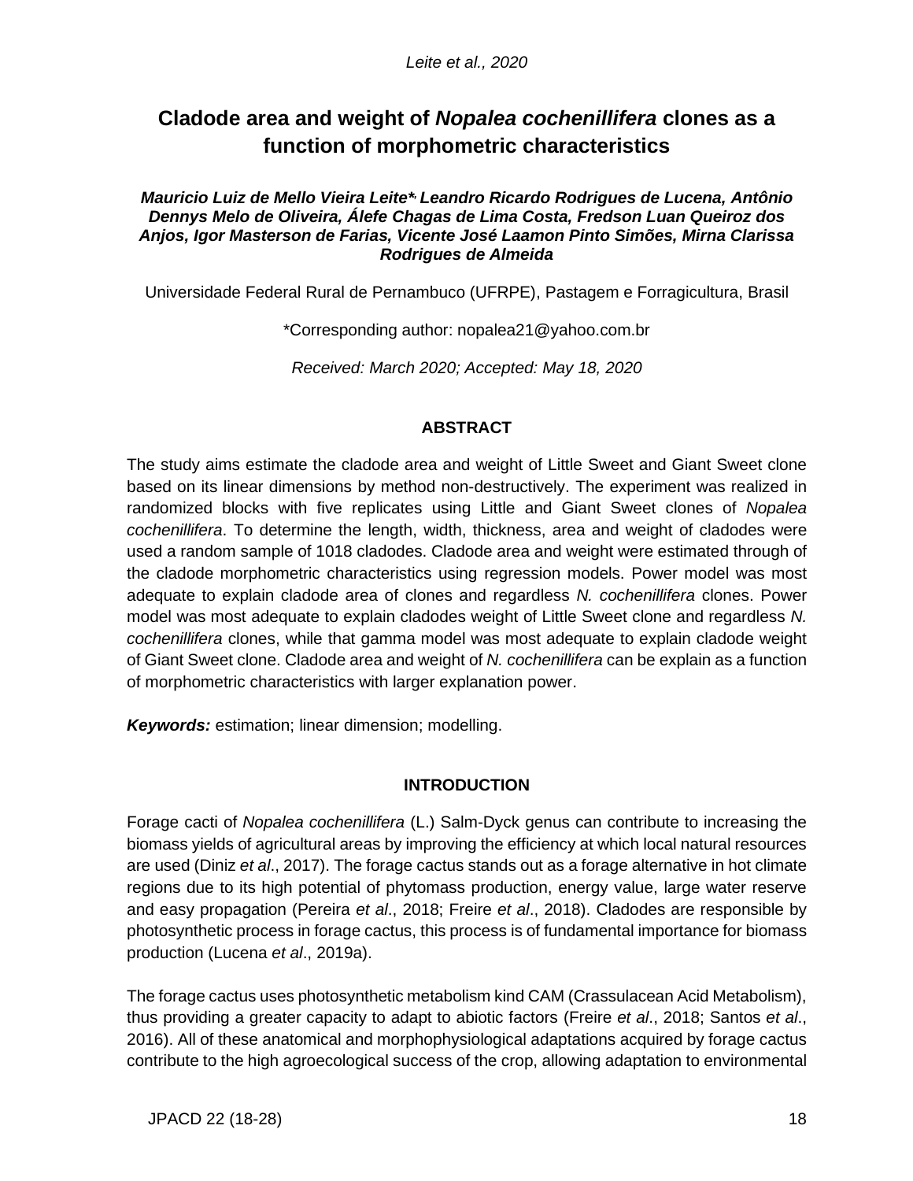# Cladode area and weight of *Nopalea cochenillifera* clones as a function of morphometric characteristics

***Mauricio Luiz de Mello Vieira Leite\*, Leandro Ricardo Rodrigues de Lucena, Antônio Dennys Melo de Oliveira, Álefe Chagas de Lima Costa, Fredson Luan Queiroz dos Anjos, Igor Masterson de Farias, Vicente José Laamon Pinto Simões, Mirna Clarissa Rodrigues de Almeida***

Universidade Federal Rural de Pernambuco (UFRPE), Pastagem e Forragicultura, Brasil

\*Corresponding author: nopalea21@yahoo.com.br

*Received: March 2020; Accepted: May 18, 2020*

## ABSTRACT

The study aims estimate the cladode area and weight of Little Sweet and Giant Sweet clone based on its linear dimensions by method non-destructively. The experiment was realized in randomized blocks with five replicates using Little and Giant Sweet clones of *Nopalea cochenillifera*. To determine the length, width, thickness, area and weight of cladodes were used a random sample of 1018 cladodes. Cladode area and weight were estimated through of the cladode morphometric characteristics using regression models. Power model was most adequate to explain cladode area of clones and regardless *N. cochenillifera* clones. Power model was most adequate to explain cladodes weight of Little Sweet clone and regardless *N. cochenillifera* clones, while that gamma model was most adequate to explain cladode weight of Giant Sweet clone. Cladode area and weight of *N. cochenillifera* can be explain as a function of morphometric characteristics with larger explanation power.

***Keywords:*** estimation; linear dimension; modelling.

## INTRODUCTION

Forage cacti of *Nopalea cochenillifera* (L.) Salm-Dyck genus can contribute to increasing the biomass yields of agricultural areas by improving the efficiency at which local natural resources are used (Diniz *et al*., 2017). The forage cactus stands out as a forage alternative in hot climate regions due to its high potential of phytomass production, energy value, large water reserve and easy propagation (Pereira *et al*., 2018; Freire *et al*., 2018). Cladodes are responsible by photosynthetic process in forage cactus, this process is of fundamental importance for biomass production (Lucena *et al*., 2019a).

The forage cactus uses photosynthetic metabolism kind CAM (Crassulacean Acid Metabolism), thus providing a greater capacity to adapt to abiotic factors (Freire *et al*., 2018; Santos *et al*., 2016). All of these anatomical and morphophysiological adaptations acquired by forage cactus contribute to the high agroecological success of the crop, allowing adaptation to environmental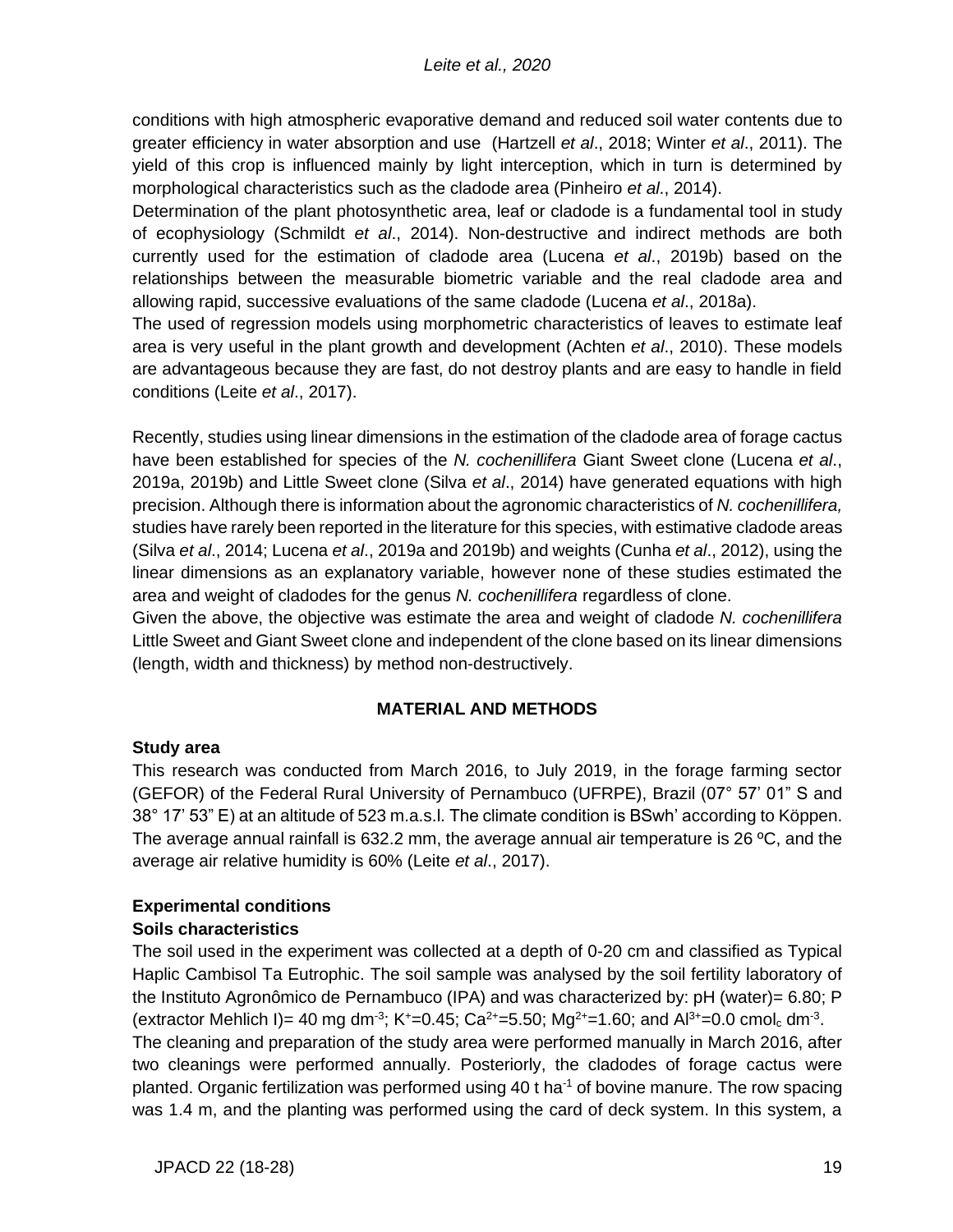conditions with high atmospheric evaporative demand and reduced soil water contents due to greater efficiency in water absorption and use (Hartzell *et al*., 2018; Winter *et al*., 2011). The yield of this crop is influenced mainly by light interception, which in turn is determined by morphological characteristics such as the cladode area (Pinheiro *et al*., 2014).

Determination of the plant photosynthetic area, leaf or cladode is a fundamental tool in study of ecophysiology (Schmildt *et al*., 2014). Non-destructive and indirect methods are both currently used for the estimation of cladode area (Lucena *et al*., 2019b) based on the relationships between the measurable biometric variable and the real cladode area and allowing rapid, successive evaluations of the same cladode (Lucena *et al*., 2018a).

The used of regression models using morphometric characteristics of leaves to estimate leaf area is very useful in the plant growth and development (Achten *et al*., 2010). These models are advantageous because they are fast, do not destroy plants and are easy to handle in field conditions (Leite *et al*., 2017).

Recently, studies using linear dimensions in the estimation of the cladode area of forage cactus have been established for species of the *N. cochenillifera* Giant Sweet clone (Lucena *et al*., 2019a, 2019b) and Little Sweet clone (Silva *et al*., 2014) have generated equations with high precision. Although there is information about the agronomic characteristics of *N. cochenillifera,* studies have rarely been reported in the literature for this species, with estimative cladode areas (Silva *et al*., 2014; Lucena *et al*., 2019a and 2019b) and weights (Cunha *et al*., 2012), using the linear dimensions as an explanatory variable, however none of these studies estimated the area and weight of cladodes for the genus *N. cochenillifera* regardless of clone.

Given the above, the objective was estimate the area and weight of cladode *N. cochenillifera* Little Sweet and Giant Sweet clone and independent of the clone based on its linear dimensions (length, width and thickness) by method non-destructively.

## MATERIAL AND METHODS

### Study area

This research was conducted from March 2016, to July 2019, in the forage farming sector (GEFOR) of the Federal Rural University of Pernambuco (UFRPE), Brazil (07° 57' 01" S and 38° 17' 53" E) at an altitude of 523 m.a.s.l. The climate condition is BSwh' according to Köppen. The average annual rainfall is 632.2 mm, the average annual air temperature is 26 ºC, and the average air relative humidity is 60% (Leite *et al*., 2017).

### Experimental conditions

#### Soils characteristics

The soil used in the experiment was collected at a depth of 0-20 cm and classified as Typical Haplic Cambisol Ta Eutrophic. The soil sample was analysed by the soil fertility laboratory of the Instituto Agronômico de Pernambuco (IPA) and was characterized by: pH (water)= 6.80; P (extractor Mehlich I)= 40 mg $dm^{-3}$; $K^{+}$=0.45; $Ca^{2+}$=5.50; $Mg^{2+}$=1.60; and $Al^{3+}$=0.0 $cmol_c$ $dm^{-3}$.

The cleaning and preparation of the study area were performed manually in March 2016, after two cleanings were performed annually. Posteriorly, the cladodes of forage cactus were planted. Organic fertilization was performed using 40 t $ha^{-1}$ of bovine manure. The row spacing was 1.4 m, and the planting was performed using the card of deck system. In this system, a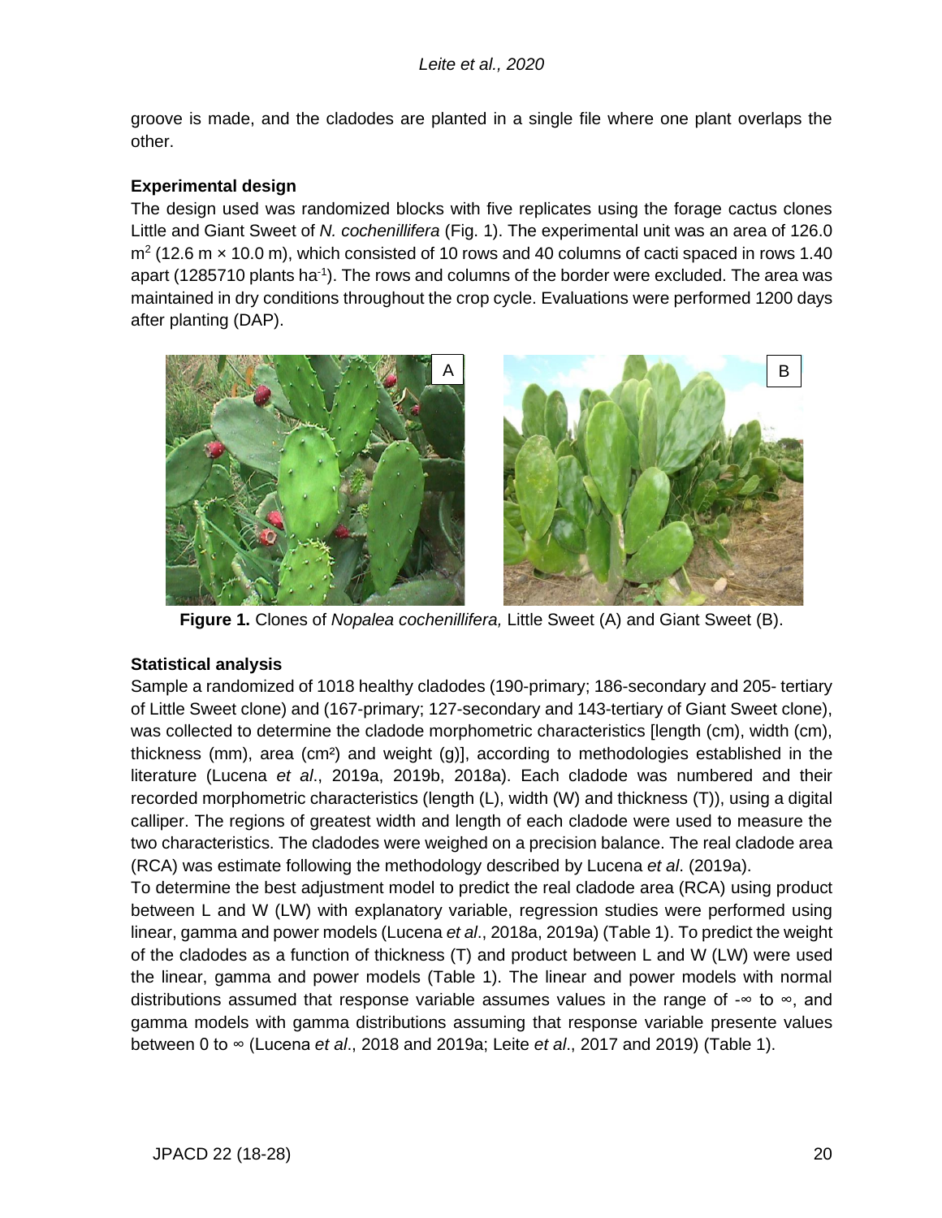groove is made, and the cladodes are planted in a single file where one plant overlaps the other.

### Experimental design

The design used was randomized blocks with five replicates using the forage cactus clones Little and Giant Sweet of *N. cochenillifera* (Fig. 1). The experimental unit was an area of 126.0 $m^2$ (12.6 m × 10.0 m), which consisted of 10 rows and 40 columns of cacti spaced in rows 1.40 apart (1285710 plants $ha^{-1}$). The rows and columns of the border were excluded. The area was maintained in dry conditions throughout the crop cycle. Evaluations were performed 1200 days after planting (DAP).

**Figure 1.** Clones of *Nopalea cochenillifera,* Little Sweet (A) and Giant Sweet (B).

### Statistical analysis

Sample a randomized of 1018 healthy cladodes (190-primary; 186-secondary and 205- tertiary of Little Sweet clone) and (167-primary; 127-secondary and 143-tertiary of Giant Sweet clone), was collected to determine the cladode morphometric characteristics [length (cm), width (cm), thickness (mm), area (cm²) and weight (g)], according to methodologies established in the literature (Lucena *et al*., 2019a, 2019b, 2018a). Each cladode was numbered and their recorded morphometric characteristics (length (L), width (W) and thickness (T)), using a digital calliper. The regions of greatest width and length of each cladode were used to measure the two characteristics. The cladodes were weighed on a precision balance. The real cladode area (RCA) was estimate following the methodology described by Lucena *et al*. (2019a).

To determine the best adjustment model to predict the real cladode area (RCA) using product between L and W (LW) with explanatory variable, regression studies were performed using linear, gamma and power models (Lucena *et al*., 2018a, 2019a) (Table 1). To predict the weight of the cladodes as a function of thickness (T) and product between L and W (LW) were used the linear, gamma and power models (Table 1). The linear and power models with normal distributions assumed that response variable assumes values in the range of -∞ to ∞, and gamma models with gamma distributions assuming that response variable presente values between 0 to ∞ (Lucena *et al*., 2018 and 2019a; Leite *et al*., 2017 and 2019) (Table 1).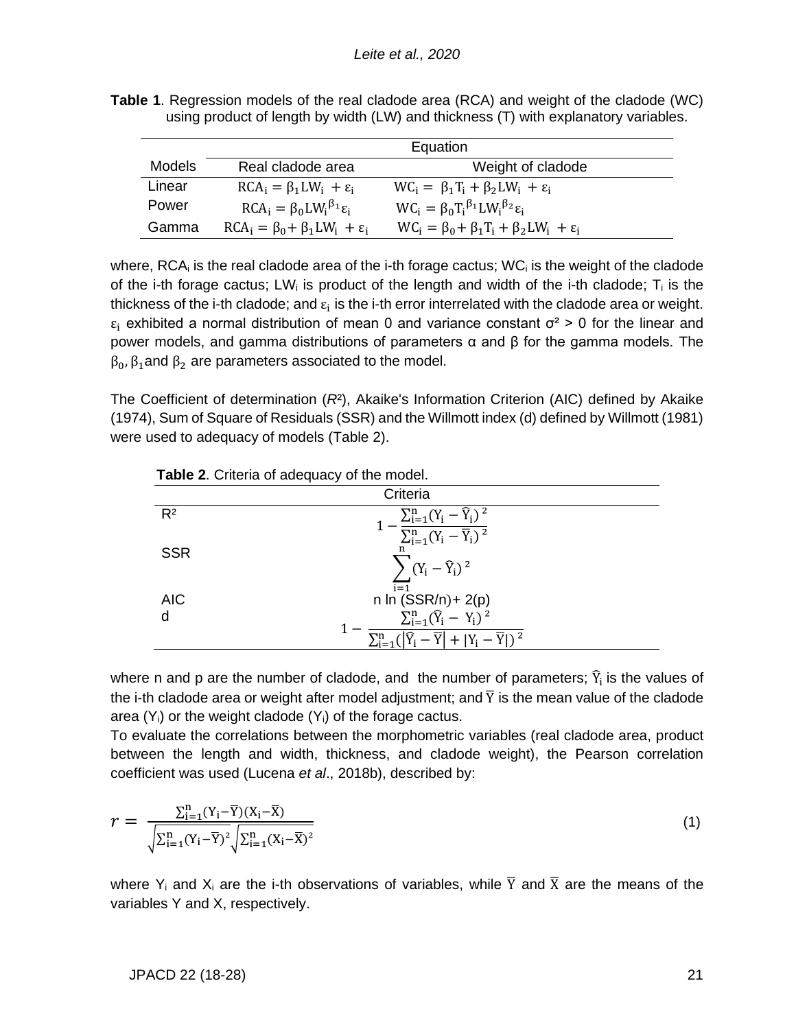**Table 1**. Regression models of the real cladode area (RCA) and weight of the cladode (WC) using product of length by width (LW) and thickness (T) with explanatory variables.

| Models | Equation | |
|---|---|---|
| | Real cladode area | Weight of cladode |
| Linear | $RCA_i = \beta_1 LW_i + \varepsilon_i$ | $WC_i = \beta_1 T_i + \beta_2 LW_i + \varepsilon_i$ |
| Power | $RCA_i = \beta_0 LW_i^{\beta_1} \varepsilon_i$ | $WC_i = \beta_0 T_i^{\beta_1} LW_i^{\beta_2} \varepsilon_i$ |
| Gamma | $RCA_i = \beta_0 + \beta_1 LW_i + \varepsilon_i$ | $WC_i = \beta_0 + \beta_1 T_i + \beta_2 LW_i + \varepsilon_i$ |

where, $RCA_i$ is the real cladode area of the i-th forage cactus; $WC_i$ is the weight of the cladode of the i-th forage cactus; $LW_i$ is product of the length and width of the i-th cladode; $T_i$ is the thickness of the i-th cladode; and $\varepsilon_i$ is the i-th error interrelated with the cladode area or weight. $\varepsilon_i$ exhibited a normal distribution of mean 0 and variance constant $\sigma^2 > 0$ for the linear and power models, and gamma distributions of parameters α and β for the gamma models. The $\beta_0$, $\beta_1$ and $\beta_2$ are parameters associated to the model.

The Coefficient of determination ($R^2$), Akaike's Information Criterion (AIC) defined by Akaike (1974), Sum of Square of Residuals (SSR) and the Willmott index (d) defined by Willmott (1981) were used to adequacy of models (Table 2).

**Table 2**. Criteria of adequacy of the model.

| | Criteria |
|---|---|
| $R^2$ | $1 - \frac{\sum_{i=1}^{n}(Y_i - \hat{Y}_i)^2}{\sum_{i=1}^{n}(Y_i - \bar{Y}_i)^2}$ |
| SSR | $\sum_{i=1}^{n}(Y_i - \hat{Y}_i)^2$ |
| AIC | $n \ln (SSR/n) + 2(p)$ |
| d | $1 - \frac{\sum_{i=1}^{n}(\hat{Y}_i - Y_i)^2}{\sum_{i=1}^{n}(\lvert\hat{Y}_i - \bar{Y}\rvert + \lvert Y_i - \bar{Y}\rvert)^2}$ |

where n and p are the number of cladode, and the number of parameters; $\hat{Y}_i$ is the values of the i-th cladode area or weight after model adjustment; and $\bar{Y}$ is the mean value of the cladode area ($Y_i$) or the weight cladode ($Y_i$) of the forage cactus.

To evaluate the correlations between the morphometric variables (real cladode area, product between the length and width, thickness, and cladode weight), the Pearson correlation coefficient was used (Lucena *et al*., 2018b), described by:

$$r = \frac{\sum_{i=1}^{n}(Y_i - \bar{Y})(X_i - \bar{X})}{\sqrt{\sum_{i=1}^{n}(Y_i - \bar{Y})^2}\sqrt{\sum_{i=1}^{n}(X_i - \bar{X})^2}} \quad (1)$$

where $Y_i$ and $X_i$ are the i-th observations of variables, while $\bar{Y}$ and $\bar{X}$ are the means of the variables Y and X, respectively.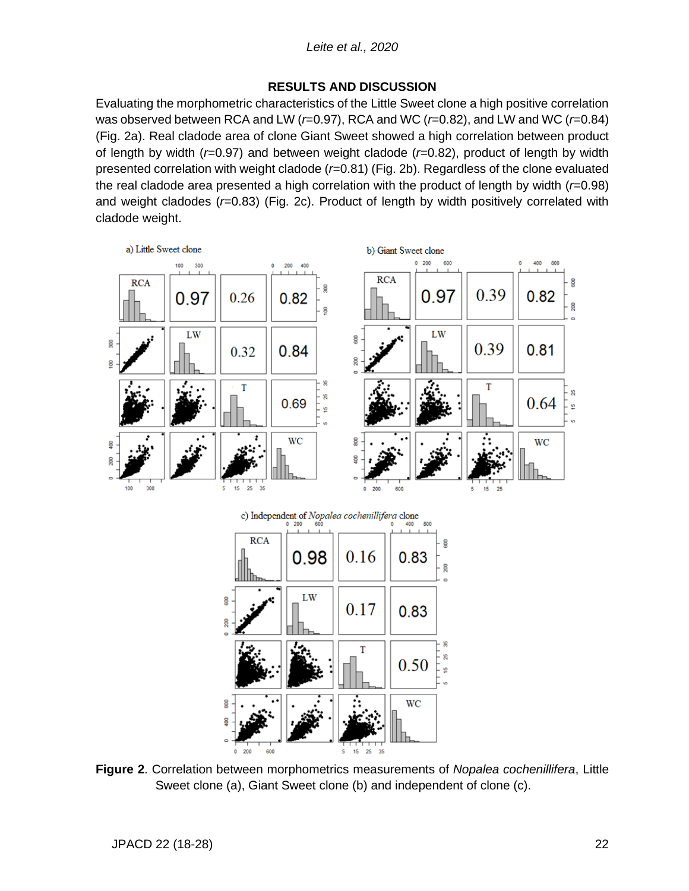## RESULTS AND DISCUSSION

Evaluating the morphometric characteristics of the Little Sweet clone a high positive correlation was observed between RCA and LW (*r*=0.97), RCA and WC (*r*=0.82), and LW and WC (*r*=0.84) (Fig. 2a). Real cladode area of clone Giant Sweet showed a high correlation between product of length by width (*r*=0.97) and between weight cladode (*r*=0.82), product of length by width presented correlation with weight cladode (*r*=0.81) (Fig. 2b). Regardless of the clone evaluated the real cladode area presented a high correlation with the product of length by width (*r*=0.98) and weight cladodes (*r*=0.83) (Fig. 2c). Product of length by width positively correlated with cladode weight.

**Figure 2**. Correlation between morphometrics measurements of *Nopalea cochenillifera*, Little Sweet clone (a), Giant Sweet clone (b) and independent of clone (c).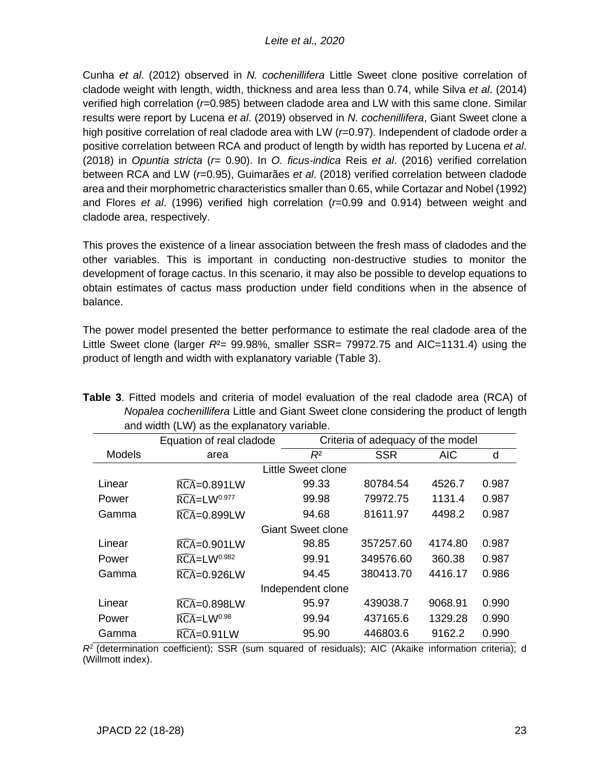Cunha *et al*. (2012) observed in *N. cochenillifera* Little Sweet clone positive correlation of cladode weight with length, width, thickness and area less than 0.74, while Silva *et al*. (2014) verified high correlation ($r$=0.985) between cladode area and LW with this same clone. Similar results were report by Lucena *et al*. (2019) observed in *N. cochenillifera*, Giant Sweet clone a high positive correlation of real cladode area with LW ($r$=0.97). Independent of cladode order a positive correlation between RCA and product of length by width has reported by Lucena *et al*. (2018) in *Opuntia stricta* ($r$= 0.90). In *O. ficus-indica* Reis *et al*. (2016) verified correlation between RCA and LW ($r$=0.95), Guimarães *et al*. (2018) verified correlation between cladode area and their morphometric characteristics smaller than 0.65, while Cortazar and Nobel (1992) and Flores *et al*. (1996) verified high correlation ($r$=0.99 and 0.914) between weight and cladode area, respectively.

This proves the existence of a linear association between the fresh mass of cladodes and the other variables. This is important in conducting non-destructive studies to monitor the development of forage cactus. In this scenario, it may also be possible to develop equations to obtain estimates of cactus mass production under field conditions when in the absence of balance.

The power model presented the better performance to estimate the real cladode area of the Little Sweet clone (larger $R^2$= 99.98%, smaller SSR= 79972.75 and AIC=1131.4) using the product of length and width with explanatory variable (Table 3).

**Table 3**. Fitted models and criteria of model evaluation of the real cladode area (RCA) of *Nopalea cochenillifera* Little and Giant Sweet clone considering the product of length and width (LW) as the explanatory variable.

| Models | Equation of real cladode area | Criteria of adequacy of the model | | | |
|---|---|---|---|---|---|
| | | $R^2$ | SSR | AIC | d |
| | | **Little Sweet clone** | | | |
| Linear | $\widehat{RCA}=0.891LW$ | 99.33 | 80784.54 | 4526.7 | 0.987 |
| Power | $\widehat{RCA}=LW^{0.977}$ | 99.98 | 79972.75 | 1131.4 | 0.987 |
| Gamma | $\widehat{RCA}=0.899LW$ | 94.68 | 81611.97 | 4498.2 | 0.987 |
| | | **Giant Sweet clone** | | | |
| Linear | $\widehat{RCA}=0.901LW$ | 98.85 | 357257.60 | 4174.80 | 0.987 |
| Power | $\widehat{RCA}=LW^{0.982}$ | 99.91 | 349576.60 | 360.38 | 0.987 |
| Gamma | $\widehat{RCA}=0.926LW$ | 94.45 | 380413.70 | 4416.17 | 0.986 |
| | | **Independent clone** | | | |
| Linear | $\widehat{RCA}=0.898LW$ | 95.97 | 439038.7 | 9068.91 | 0.990 |
| Power | $\widehat{RCA}=LW^{0.98}$ | 99.94 | 437165.6 | 1329.28 | 0.990 |
| Gamma | $\widehat{RCA}=0.91LW$ | 95.90 | 446803.6 | 9162.2 | 0.990 |

$R^2$ (determination coefficient); SSR (sum squared of residuals); AIC (Akaike information criteria); d (Willmott index).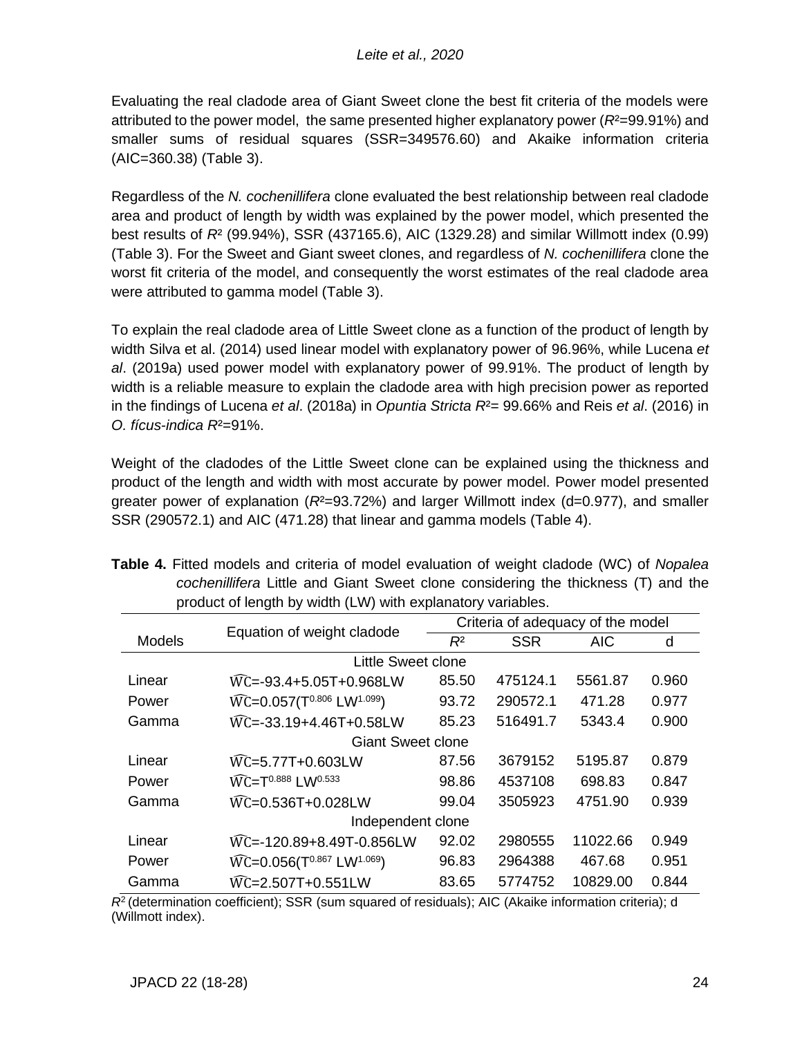Evaluating the real cladode area of Giant Sweet clone the best fit criteria of the models were attributed to the power model, the same presented higher explanatory power ($R^2$=99.91%) and smaller sums of residual squares (SSR=349576.60) and Akaike information criteria (AIC=360.38) (Table 3).

Regardless of the *N. cochenillifera* clone evaluated the best relationship between real cladode area and product of length by width was explained by the power model, which presented the best results of $R^2$ (99.94%), SSR (437165.6), AIC (1329.28) and similar Willmott index (0.99) (Table 3). For the Sweet and Giant sweet clones, and regardless of *N. cochenillifera* clone the worst fit criteria of the model, and consequently the worst estimates of the real cladode area were attributed to gamma model (Table 3).

To explain the real cladode area of Little Sweet clone as a function of the product of length by width Silva et al. (2014) used linear model with explanatory power of 96.96%, while Lucena *et al*. (2019a) used power model with explanatory power of 99.91%. The product of length by width is a reliable measure to explain the cladode area with high precision power as reported in the findings of Lucena *et al*. (2018a) in *Opuntia Stricta* $R^2$= 99.66% and Reis *et al*. (2016) in *O. fícus-indica* $R^2$=91%.

Weight of the cladodes of the Little Sweet clone can be explained using the thickness and product of the length and width with most accurate by power model. Power model presented greater power of explanation ($R^2$=93.72%) and larger Willmott index (d=0.977), and smaller SSR (290572.1) and AIC (471.28) that linear and gamma models (Table 4).

**Table 4.** Fitted models and criteria of model evaluation of weight cladode (WC) of *Nopalea cochenillifera* Little and Giant Sweet clone considering the thickness (T) and the product of length by width (LW) with explanatory variables.

| Models | Equation of weight cladode | Criteria of adequacy of the model | | | |
|---|---|---|---|---|---|
| | | $R^2$ | SSR | AIC | d |
| | Little Sweet clone | | | | |
| Linear | $\widehat{WC}$=-93.4+5.05T+0.968LW | 85.50 | 475124.1 | 5561.87 | 0.960 |
| Power | $\widehat{WC}$=0.057($T^{0.806}$ $LW^{1.099}$) | 93.72 | 290572.1 | 471.28 | 0.977 |
| Gamma | $\widehat{WC}$=-33.19+4.46T+0.58LW | 85.23 | 516491.7 | 5343.4 | 0.900 |
| | Giant Sweet clone | | | | |
| Linear | $\widehat{WC}$=5.77T+0.603LW | 87.56 | 3679152 | 5195.87 | 0.879 |
| Power | $\widehat{WC}$=$T^{0.888}$ $LW^{0.533}$ | 98.86 | 4537108 | 698.83 | 0.847 |
| Gamma | $\widehat{WC}$=0.536T+0.028LW | 99.04 | 3505923 | 4751.90 | 0.939 |
| | Independent clone | | | | |
| Linear | $\widehat{WC}$=-120.89+8.49T-0.856LW | 92.02 | 2980555 | 11022.66 | 0.949 |
| Power | $\widehat{WC}$=0.056($T^{0.867}$ $LW^{1.069}$) | 96.83 | 2964388 | 467.68 | 0.951 |
| Gamma | $\widehat{WC}$=2.507T+0.551LW | 83.65 | 5774752 | 10829.00 | 0.844 |

$R^2$ (determination coefficient); SSR (sum squared of residuals); AIC (Akaike information criteria); d (Willmott index).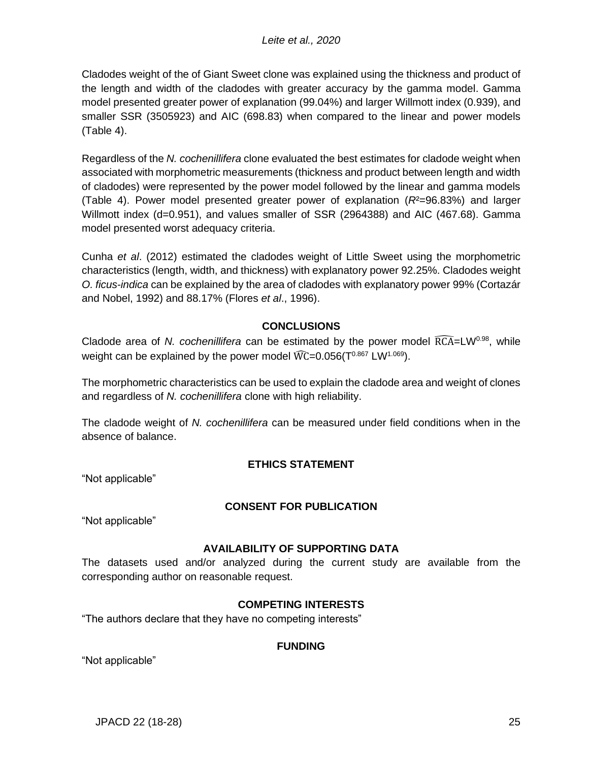Cladodes weight of the of Giant Sweet clone was explained using the thickness and product of the length and width of the cladodes with greater accuracy by the gamma model. Gamma model presented greater power of explanation (99.04%) and larger Willmott index (0.939), and smaller SSR (3505923) and AIC (698.83) when compared to the linear and power models (Table 4).

Regardless of the *N. cochenillifera* clone evaluated the best estimates for cladode weight when associated with morphometric measurements (thickness and product between length and width of cladodes) were represented by the power model followed by the linear and gamma models (Table 4). Power model presented greater power of explanation ($R^2$=96.83%) and larger Willmott index (d=0.951), and values smaller of SSR (2964388) and AIC (467.68). Gamma model presented worst adequacy criteria.

Cunha *et al*. (2012) estimated the cladodes weight of Little Sweet using the morphometric characteristics (length, width, and thickness) with explanatory power 92.25%. Cladodes weight *O. ficus-indica* can be explained by the area of cladodes with explanatory power 99% (Cortazár and Nobel, 1992) and 88.17% (Flores *et al*., 1996).

## CONCLUSIONS

Cladode area of *N. cochenillifera* can be estimated by the power model $\widehat{RCA}=LW^{0.98}$, while weight can be explained by the power model $\widehat{WC}=0.056(T^{0.867}\ LW^{1.069})$.

The morphometric characteristics can be used to explain the cladode area and weight of clones and regardless of *N. cochenillifera* clone with high reliability.

The cladode weight of *N. cochenillifera* can be measured under field conditions when in the absence of balance.

## ETHICS STATEMENT

“Not applicable”

## CONSENT FOR PUBLICATION

“Not applicable”

## AVAILABILITY OF SUPPORTING DATA

The datasets used and/or analyzed during the current study are available from the corresponding author on reasonable request.

## COMPETING INTERESTS

“The authors declare that they have no competing interests”

## FUNDING

“Not applicable”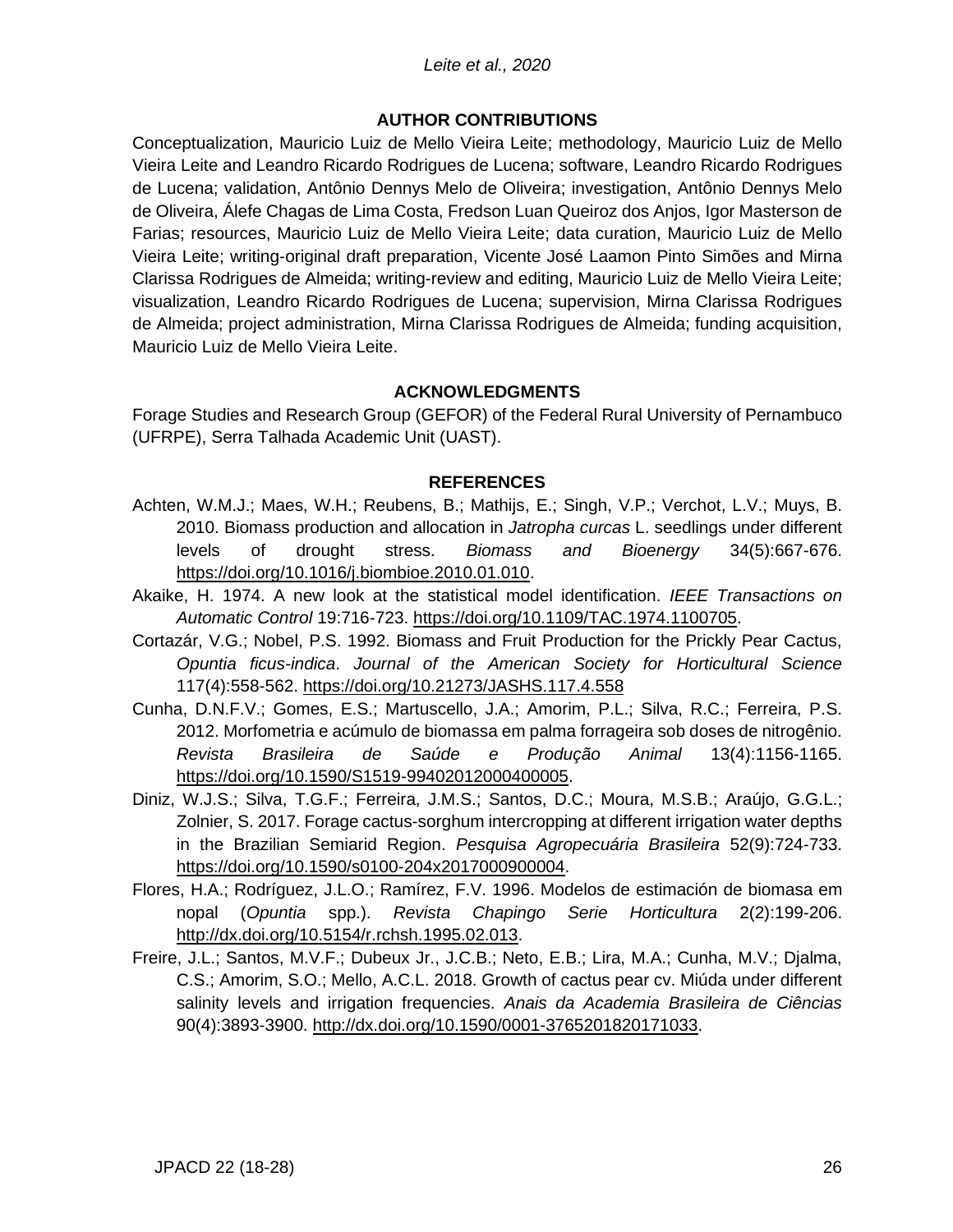## AUTHOR CONTRIBUTIONS

Conceptualization, Mauricio Luiz de Mello Vieira Leite; methodology, Mauricio Luiz de Mello Vieira Leite and Leandro Ricardo Rodrigues de Lucena; software, Leandro Ricardo Rodrigues de Lucena; validation, Antônio Dennys Melo de Oliveira; investigation, Antônio Dennys Melo de Oliveira, Álefe Chagas de Lima Costa, Fredson Luan Queiroz dos Anjos, Igor Masterson de Farias; resources, Mauricio Luiz de Mello Vieira Leite; data curation, Mauricio Luiz de Mello Vieira Leite; writing-original draft preparation, Vicente José Laamon Pinto Simões and Mirna Clarissa Rodrigues de Almeida; writing-review and editing, Mauricio Luiz de Mello Vieira Leite; visualization, Leandro Ricardo Rodrigues de Lucena; supervision, Mirna Clarissa Rodrigues de Almeida; project administration, Mirna Clarissa Rodrigues de Almeida; funding acquisition, Mauricio Luiz de Mello Vieira Leite.

## ACKNOWLEDGMENTS

Forage Studies and Research Group (GEFOR) of the Federal Rural University of Pernambuco (UFRPE), Serra Talhada Academic Unit (UAST).

## REFERENCES

Achten, W.M.J.; Maes, W.H.; Reubens, B.; Mathijs, E.; Singh, V.P.; Verchot, L.V.; Muys, B. 2010. Biomass production and allocation in *Jatropha curcas* L. seedlings under different levels of drought stress. *Biomass and Bioenergy* 34(5):667-676. https://doi.org/10.1016/j.biombioe.2010.01.010.

Akaike, H. 1974. A new look at the statistical model identification. *IEEE Transactions on Automatic Control* 19:716-723. https://doi.org/10.1109/TAC.1974.1100705.

Cortazár, V.G.; Nobel, P.S. 1992. Biomass and Fruit Production for the Prickly Pear Cactus, *Opuntia ficus-indica*. *Journal of the American Society for Horticultural Science* 117(4):558-562. https://doi.org/10.21273/JASHS.117.4.558

Cunha, D.N.F.V.; Gomes, E.S.; Martuscello, J.A.; Amorim, P.L.; Silva, R.C.; Ferreira, P.S. 2012. Morfometria e acúmulo de biomassa em palma forrageira sob doses de nitrogênio. *Revista Brasileira de Saúde e Produção Animal* 13(4):1156-1165. https://doi.org/10.1590/S1519-99402012000400005.

Diniz, W.J.S.; Silva, T.G.F.; Ferreira, J.M.S.; Santos, D.C.; Moura, M.S.B.; Araújo, G.G.L.; Zolnier, S. 2017. Forage cactus-sorghum intercropping at different irrigation water depths in the Brazilian Semiarid Region. *Pesquisa Agropecuária Brasileira* 52(9):724-733. https://doi.org/10.1590/s0100-204x2017000900004.

Flores, H.A.; Rodríguez, J.L.O.; Ramírez, F.V. 1996. Modelos de estimación de biomasa em nopal (*Opuntia* spp.). *Revista Chapingo Serie Horticultura* 2(2):199-206. http://dx.doi.org/10.5154/r.rchsh.1995.02.013.

Freire, J.L.; Santos, M.V.F.; Dubeux Jr., J.C.B.; Neto, E.B.; Lira, M.A.; Cunha, M.V.; Djalma, C.S.; Amorim, S.O.; Mello, A.C.L. 2018. Growth of cactus pear cv. Miúda under different salinity levels and irrigation frequencies. *Anais da Academia Brasileira de Ciências* 90(4):3893-3900. http://dx.doi.org/10.1590/0001-3765201820171033.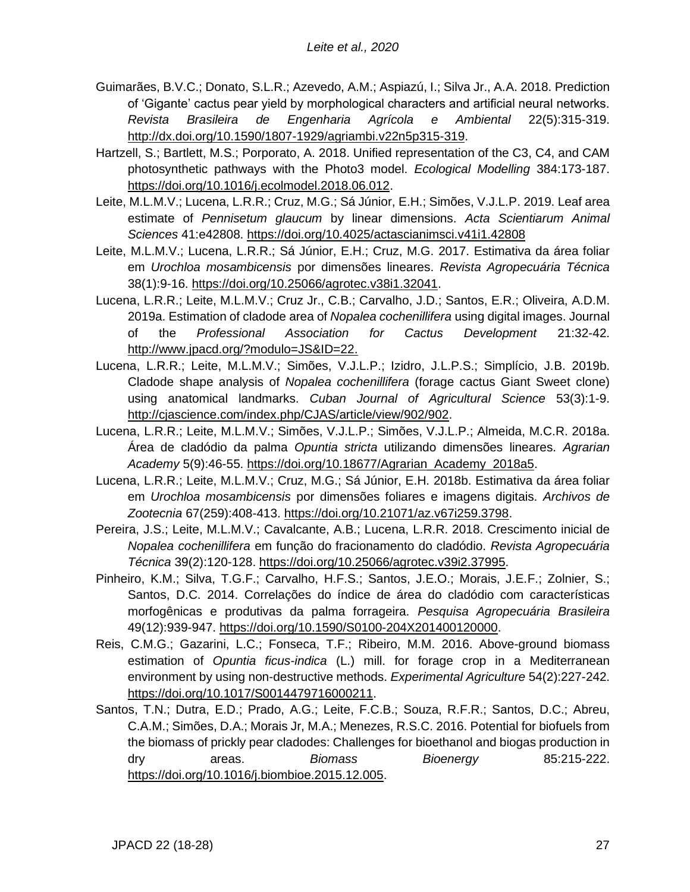Guimarães, B.V.C.; Donato, S.L.R.; Azevedo, A.M.; Aspiazú, I.; Silva Jr., A.A. 2018. Prediction of 'Gigante' cactus pear yield by morphological characters and artificial neural networks. *Revista Brasileira de Engenharia Agrícola e Ambiental* 22(5):315-319. http://dx.doi.org/10.1590/1807-1929/agriambi.v22n5p315-319.

Hartzell, S.; Bartlett, M.S.; Porporato, A. 2018. Unified representation of the C3, C4, and CAM photosynthetic pathways with the Photo3 model. *Ecological Modelling* 384:173-187. https://doi.org/10.1016/j.ecolmodel.2018.06.012.

Leite, M.L.M.V.; Lucena, L.R.R.; Cruz, M.G.; Sá Júnior, E.H.; Simões, V.J.L.P. 2019. Leaf area estimate of *Pennisetum glaucum* by linear dimensions. *Acta Scientiarum Animal Sciences* 41:e42808. https://doi.org/10.4025/actascianimsci.v41i1.42808

Leite, M.L.M.V.; Lucena, L.R.R.; Sá Júnior, E.H.; Cruz, M.G. 2017. Estimativa da área foliar em *Urochloa mosambicensis* por dimensões lineares. *Revista Agropecuária Técnica* 38(1):9-16. https://doi.org/10.25066/agrotec.v38i1.32041.

Lucena, L.R.R.; Leite, M.L.M.V.; Cruz Jr., C.B.; Carvalho, J.D.; Santos, E.R.; Oliveira, A.D.M. 2019a. Estimation of cladode area of *Nopalea cochenillifera* using digital images. Journal of the *Professional Association for Cactus Development* 21:32-42. http://www.jpacd.org/?modulo=JS&ID=22.

Lucena, L.R.R.; Leite, M.L.M.V.; Simões, V.J.L.P.; Izidro, J.L.P.S.; Simplício, J.B. 2019b. Cladode shape analysis of *Nopalea cochenillifera* (forage cactus Giant Sweet clone) using anatomical landmarks. *Cuban Journal of Agricultural Science* 53(3):1-9. http://cjascience.com/index.php/CJAS/article/view/902/902.

Lucena, L.R.R.; Leite, M.L.M.V.; Simões, V.J.L.P.; Simões, V.J.L.P.; Almeida, M.C.R. 2018a. Área de cladódio da palma *Opuntia stricta* utilizando dimensões lineares. *Agrarian Academy* 5(9):46-55. https://doi.org/10.18677/Agrarian_Academy_2018a5.

Lucena, L.R.R.; Leite, M.L.M.V.; Cruz, M.G.; Sá Júnior, E.H. 2018b. Estimativa da área foliar em *Urochloa mosambicensis* por dimensões foliares e imagens digitais. *Archivos de Zootecnia* 67(259):408-413. https://doi.org/10.21071/az.v67i259.3798.

Pereira, J.S.; Leite, M.L.M.V.; Cavalcante, A.B.; Lucena, L.R.R. 2018. Crescimento inicial de *Nopalea cochenillifera* em função do fracionamento do cladódio. *Revista Agropecuária Técnica* 39(2):120-128. https://doi.org/10.25066/agrotec.v39i2.37995.

Pinheiro, K.M.; Silva, T.G.F.; Carvalho, H.F.S.; Santos, J.E.O.; Morais, J.E.F.; Zolnier, S.; Santos, D.C. 2014. Correlações do índice de área do cladódio com características morfogênicas e produtivas da palma forrageira. *Pesquisa Agropecuária Brasileira* 49(12):939-947. https://doi.org/10.1590/S0100-204X201400120000.

Reis, C.M.G.; Gazarini, L.C.; Fonseca, T.F.; Ribeiro, M.M. 2016. Above-ground biomass estimation of *Opuntia ficus-indica* (L.) mill. for forage crop in a Mediterranean environment by using non-destructive methods. *Experimental Agriculture* 54(2):227-242. https://doi.org/10.1017/S0014479716000211.

Santos, T.N.; Dutra, E.D.; Prado, A.G.; Leite, F.C.B.; Souza, R.F.R.; Santos, D.C.; Abreu, C.A.M.; Simões, D.A.; Morais Jr, M.A.; Menezes, R.S.C. 2016. Potential for biofuels from the biomass of prickly pear cladodes: Challenges for bioethanol and biogas production in dry areas. *Biomass Bioenergy* 85:215-222. https://doi.org/10.1016/j.biombioe.2015.12.005.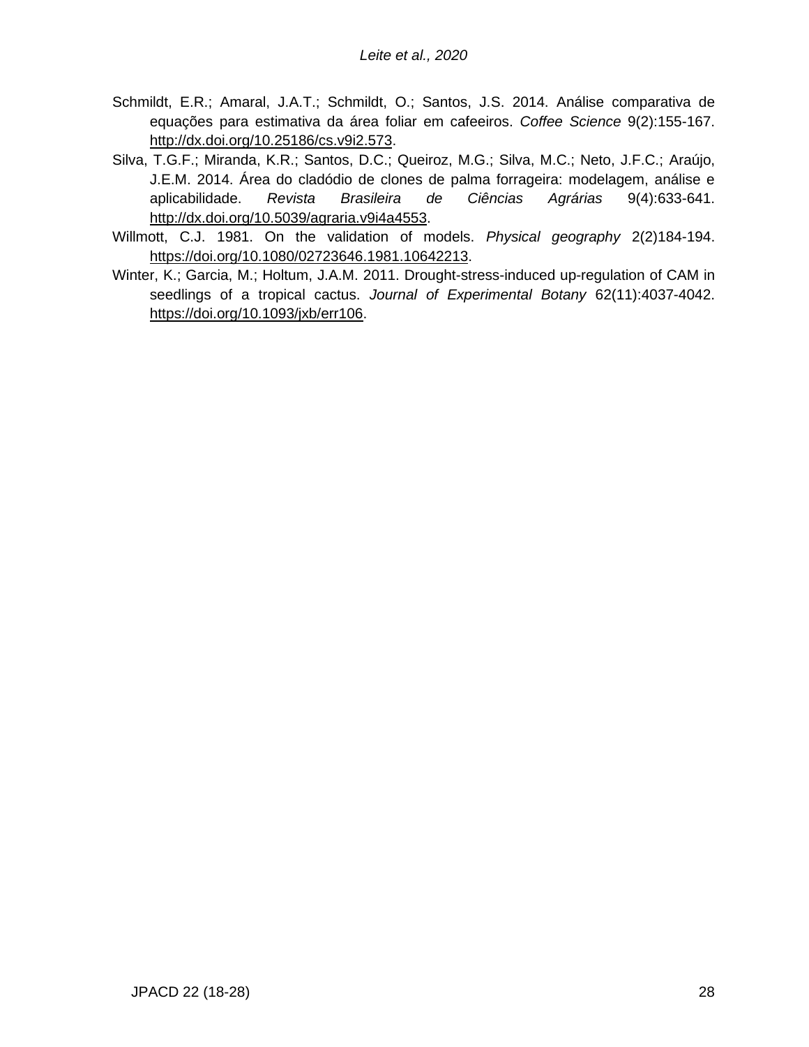Schmildt, E.R.; Amaral, J.A.T.; Schmildt, O.; Santos, J.S. 2014. Análise comparativa de equações para estimativa da área foliar em cafeeiros. *Coffee Science* 9(2):155-167. http://dx.doi.org/10.25186/cs.v9i2.573.

Silva, T.G.F.; Miranda, K.R.; Santos, D.C.; Queiroz, M.G.; Silva, M.C.; Neto, J.F.C.; Araújo, J.E.M. 2014. Área do cladódio de clones de palma forrageira: modelagem, análise e aplicabilidade. *Revista Brasileira de Ciências Agrárias* 9(4):633-641. http://dx.doi.org/10.5039/agraria.v9i4a4553.

Willmott, C.J. 1981. On the validation of models. *Physical geography* 2(2)184-194. https://doi.org/10.1080/02723646.1981.10642213.

Winter, K.; Garcia, M.; Holtum, J.A.M. 2011. Drought-stress-induced up-regulation of CAM in seedlings of a tropical cactus. *Journal of Experimental Botany* 62(11):4037-4042. https://doi.org/10.1093/jxb/err106.